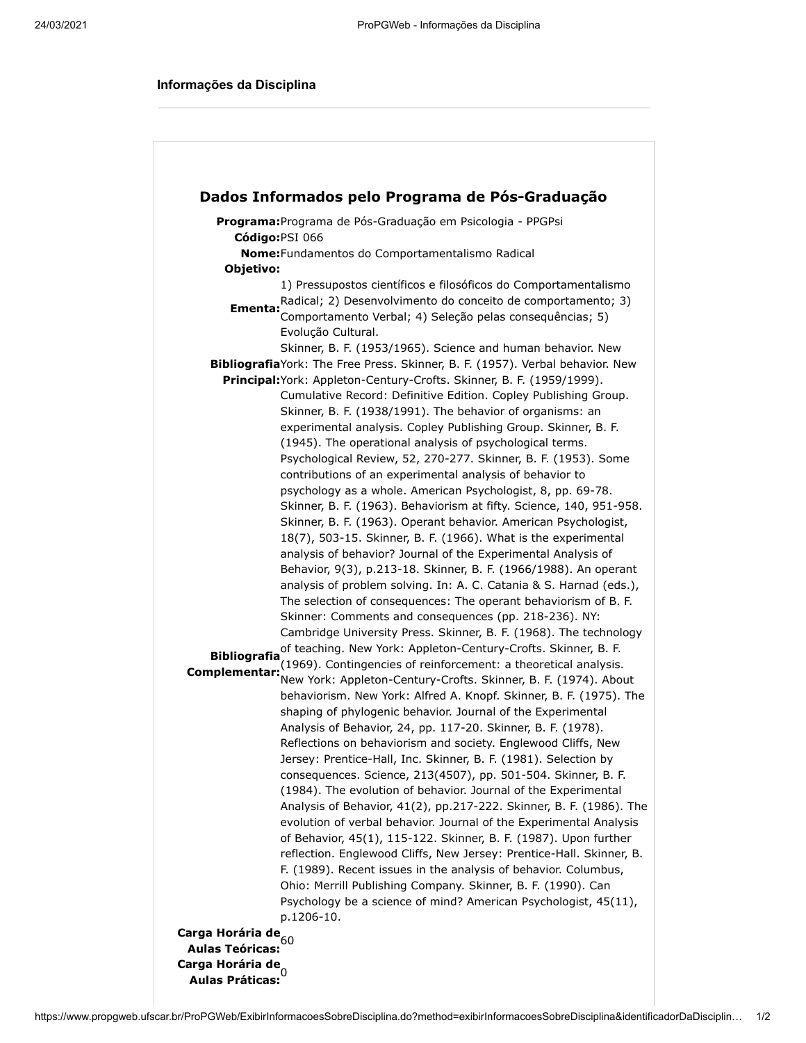### Informações da Disciplina

## Dados Informados pelo Programa de Pós-Graduação

**Programa:** Programa de Pós-Graduação em Psicologia - PPGPsi

**Código:** PSI 066

**Nome:** Fundamentos do Comportamentalismo Radical

**Objetivo:**

**Ementa:** 1) Pressupostos científicos e filosóficos do Comportamentalismo Radical; 2) Desenvolvimento do conceito de comportamento; 3) Comportamento Verbal; 4) Seleção pelas consequências; 5) Evolução Cultural.

**Bibliografia Principal:** Skinner, B. F. (1953/1965). Science and human behavior. New York: The Free Press. Skinner, B. F. (1957). Verbal behavior. New York: Appleton-Century-Crofts. Skinner, B. F. (1959/1999). Cumulative Record: Definitive Edition. Copley Publishing Group.

**Bibliografia Complementar:** Skinner, B. F. (1938/1991). The behavior of organisms: an experimental analysis. Copley Publishing Group. Skinner, B. F. (1945). The operational analysis of psychological terms. Psychological Review, 52, 270-277. Skinner, B. F. (1953). Some contributions of an experimental analysis of behavior to psychology as a whole. American Psychologist, 8, pp. 69-78. Skinner, B. F. (1963). Behaviorism at fifty. Science, 140, 951-958. Skinner, B. F. (1963). Operant behavior. American Psychologist, 18(7), 503-15. Skinner, B. F. (1966). What is the experimental analysis of behavior? Journal of the Experimental Analysis of Behavior, 9(3), p.213-18. Skinner, B. F. (1966/1988). An operant analysis of problem solving. In: A. C. Catania & S. Harnad (eds.), The selection of consequences: The operant behaviorism of B. F. Skinner: Comments and consequences (pp. 218-236). NY: Cambridge University Press. Skinner, B. F. (1968). The technology of teaching. New York: Appleton-Century-Crofts. Skinner, B. F. (1969). Contingencies of reinforcement: a theoretical analysis. New York: Appleton-Century-Crofts. Skinner, B. F. (1974). About behaviorism. New York: Alfred A. Knopf. Skinner, B. F. (1975). The shaping of phylogenic behavior. Journal of the Experimental Analysis of Behavior, 24, pp. 117-20. Skinner, B. F. (1978). Reflections on behaviorism and society. Englewood Cliffs, New Jersey: Prentice-Hall, Inc. Skinner, B. F. (1981). Selection by consequences. Science, 213(4507), pp. 501-504. Skinner, B. F. (1984). The evolution of behavior. Journal of the Experimental Analysis of Behavior, 41(2), pp.217-222. Skinner, B. F. (1986). The evolution of verbal behavior. Journal of the Experimental Analysis of Behavior, 45(1), 115-122. Skinner, B. F. (1987). Upon further reflection. Englewood Cliffs, New Jersey: Prentice-Hall. Skinner, B. F. (1989). Recent issues in the analysis of behavior. Columbus, Ohio: Merrill Publishing Company. Skinner, B. F. (1990). Can Psychology be a science of mind? American Psychologist, 45(11), p.1206-10.

**Carga Horária de Aulas Teóricas:** 60

**Carga Horária de Aulas Práticas:** 0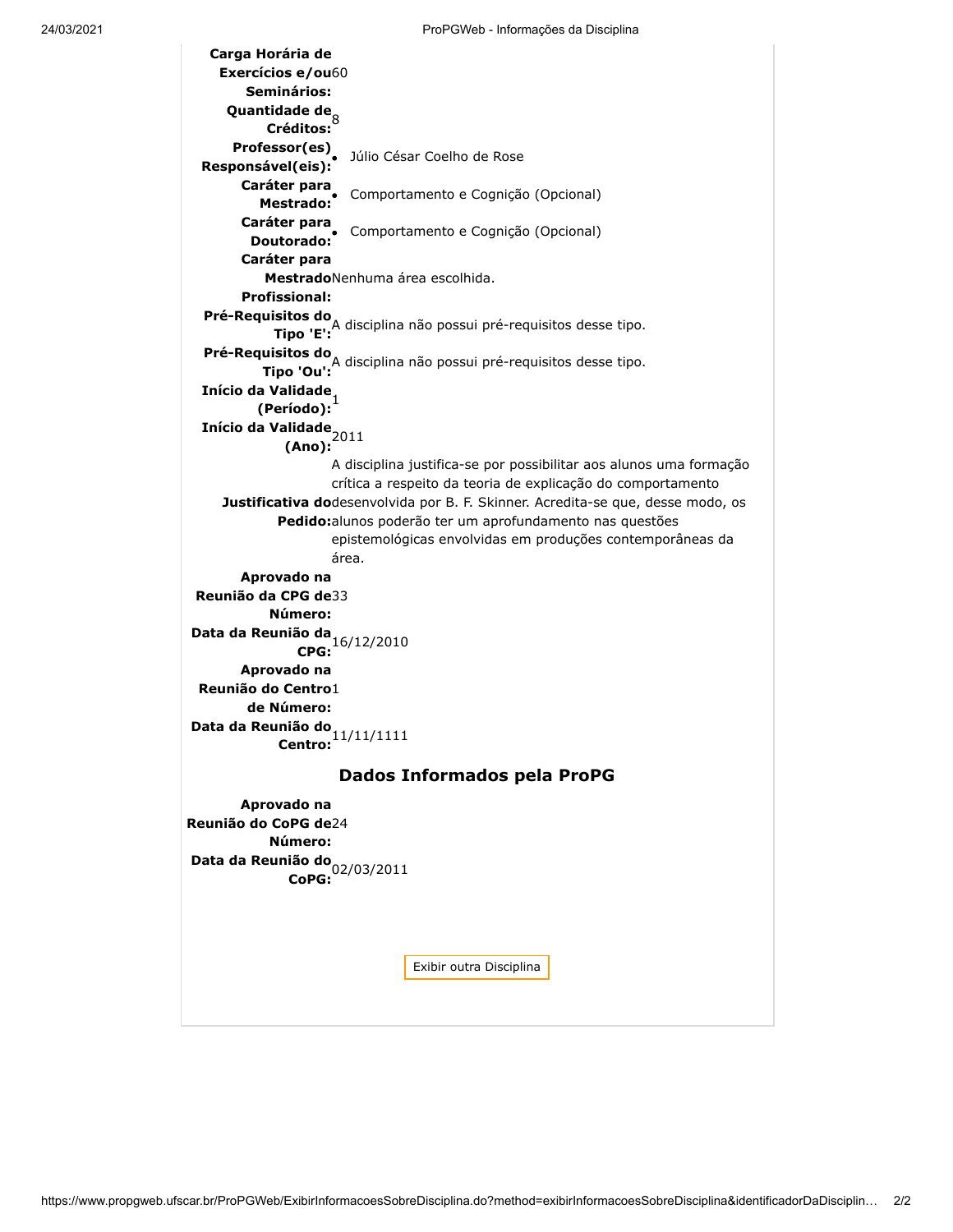**Carga Horária de Exercícios e/ou Seminários:** 60

**Quantidade de Créditos:** 8

**Professor(es) Responsável(eis):**
- Júlio César Coelho de Rose

**Caráter para Mestrado:**
- Comportamento e Cognição (Opcional)

**Caráter para Doutorado:**
- Comportamento e Cognição (Opcional)

**Caráter para Mestrado Profissional:** Nenhuma área escolhida.

**Pré-Requisitos do Tipo 'E':** A disciplina não possui pré-requisitos desse tipo.

**Pré-Requisitos do Tipo 'Ou':** A disciplina não possui pré-requisitos desse tipo.

**Início da Validade (Período):** 1

**Início da Validade (Ano):** 2011

**Justificativa do Pedido:** A disciplina justifica-se por possibilitar aos alunos uma formação crítica a respeito da teoria de explicação do comportamento desenvolvida por B. F. Skinner. Acredita-se que, desse modo, os alunos poderão ter um aprofundamento nas questões epistemológicas envolvidas em produções contemporâneas da área.

**Aprovado na Reunião da CPG de Número:** 33

**Data da Reunião da CPG:** 16/12/2010

**Aprovado na Reunião do Centro de Número:** 1

**Data da Reunião do Centro:** 11/11/1111

## Dados Informados pela ProPG

**Aprovado na Reunião do CoPG de Número:** 24

**Data da Reunião do CoPG:** 02/03/2011

Exibir outra Disciplina